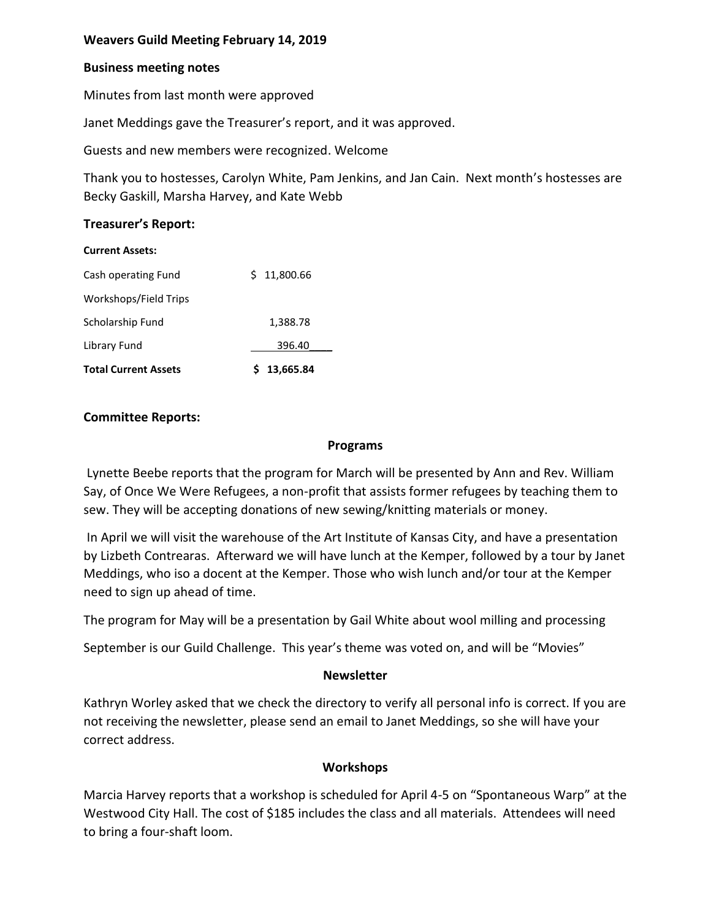**Weavers Guild Meeting February 14, 2019**

**Business meeting notes**

Minutes from last month were approved

Janet Meddings gave the Treasurer's report, and it was approved.

Guests and new members were recognized. Welcome

Thank you to hostesses, Carolyn White, Pam Jenkins, and Jan Cain. Next month's hostesses are Becky Gaskill, Marsha Harvey, and Kate Webb

**Treasurer's Report:**

| | |
|---|---|
| **Current Assets:** | |
| Cash operating Fund | $ 11,800.66 |
| Workshops/Field Trips | |
| Scholarship Fund | 1,388.78 |
| Library Fund | 396.40 |
| **Total Current Assets** | **$ 13,665.84** |

**Committee Reports:**

**Programs**

Lynette Beebe reports that the program for March will be presented by Ann and Rev. William Say, of Once We Were Refugees, a non-profit that assists former refugees by teaching them to sew. They will be accepting donations of new sewing/knitting materials or money.

In April we will visit the warehouse of the Art Institute of Kansas City, and have a presentation by Lizbeth Contrearas. Afterward we will have lunch at the Kemper, followed by a tour by Janet Meddings, who iso a docent at the Kemper. Those who wish lunch and/or tour at the Kemper need to sign up ahead of time.

The program for May will be a presentation by Gail White about wool milling and processing

September is our Guild Challenge. This year's theme was voted on, and will be "Movies"

**Newsletter**

Kathryn Worley asked that we check the directory to verify all personal info is correct. If you are not receiving the newsletter, please send an email to Janet Meddings, so she will have your correct address.

**Workshops**

Marcia Harvey reports that a workshop is scheduled for April 4-5 on "Spontaneous Warp" at the Westwood City Hall. The cost of $185 includes the class and all materials. Attendees will need to bring a four-shaft loom.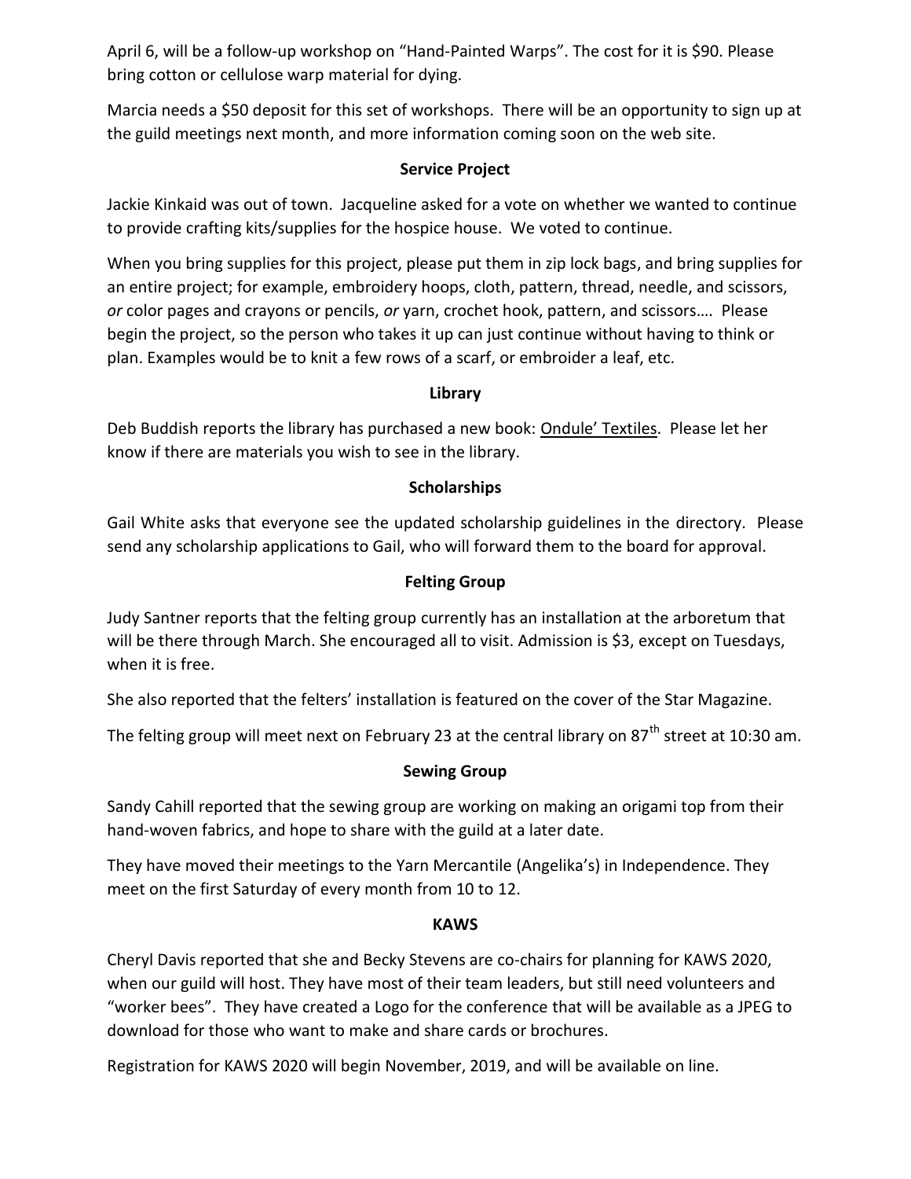April 6, will be a follow-up workshop on "Hand-Painted Warps". The cost for it is $90. Please bring cotton or cellulose warp material for dying.

Marcia needs a $50 deposit for this set of workshops. There will be an opportunity to sign up at the guild meetings next month, and more information coming soon on the web site.

## Service Project

Jackie Kinkaid was out of town. Jacqueline asked for a vote on whether we wanted to continue to provide crafting kits/supplies for the hospice house. We voted to continue.

When you bring supplies for this project, please put them in zip lock bags, and bring supplies for an entire project; for example, embroidery hoops, cloth, pattern, thread, needle, and scissors, *or* color pages and crayons or pencils, *or* yarn, crochet hook, pattern, and scissors…. Please begin the project, so the person who takes it up can just continue without having to think or plan. Examples would be to knit a few rows of a scarf, or embroider a leaf, etc.

## Library

Deb Buddish reports the library has purchased a new book: Ondule' Textiles. Please let her know if there are materials you wish to see in the library.

## Scholarships

Gail White asks that everyone see the updated scholarship guidelines in the directory. Please send any scholarship applications to Gail, who will forward them to the board for approval.

## Felting Group

Judy Santner reports that the felting group currently has an installation at the arboretum that will be there through March. She encouraged all to visit. Admission is $3, except on Tuesdays, when it is free.

She also reported that the felters' installation is featured on the cover of the Star Magazine.

The felting group will meet next on February 23 at the central library on 87th street at 10:30 am.

## Sewing Group

Sandy Cahill reported that the sewing group are working on making an origami top from their hand-woven fabrics, and hope to share with the guild at a later date.

They have moved their meetings to the Yarn Mercantile (Angelika's) in Independence. They meet on the first Saturday of every month from 10 to 12.

## KAWS

Cheryl Davis reported that she and Becky Stevens are co-chairs for planning for KAWS 2020, when our guild will host. They have most of their team leaders, but still need volunteers and "worker bees". They have created a Logo for the conference that will be available as a JPEG to download for those who want to make and share cards or brochures.

Registration for KAWS 2020 will begin November, 2019, and will be available on line.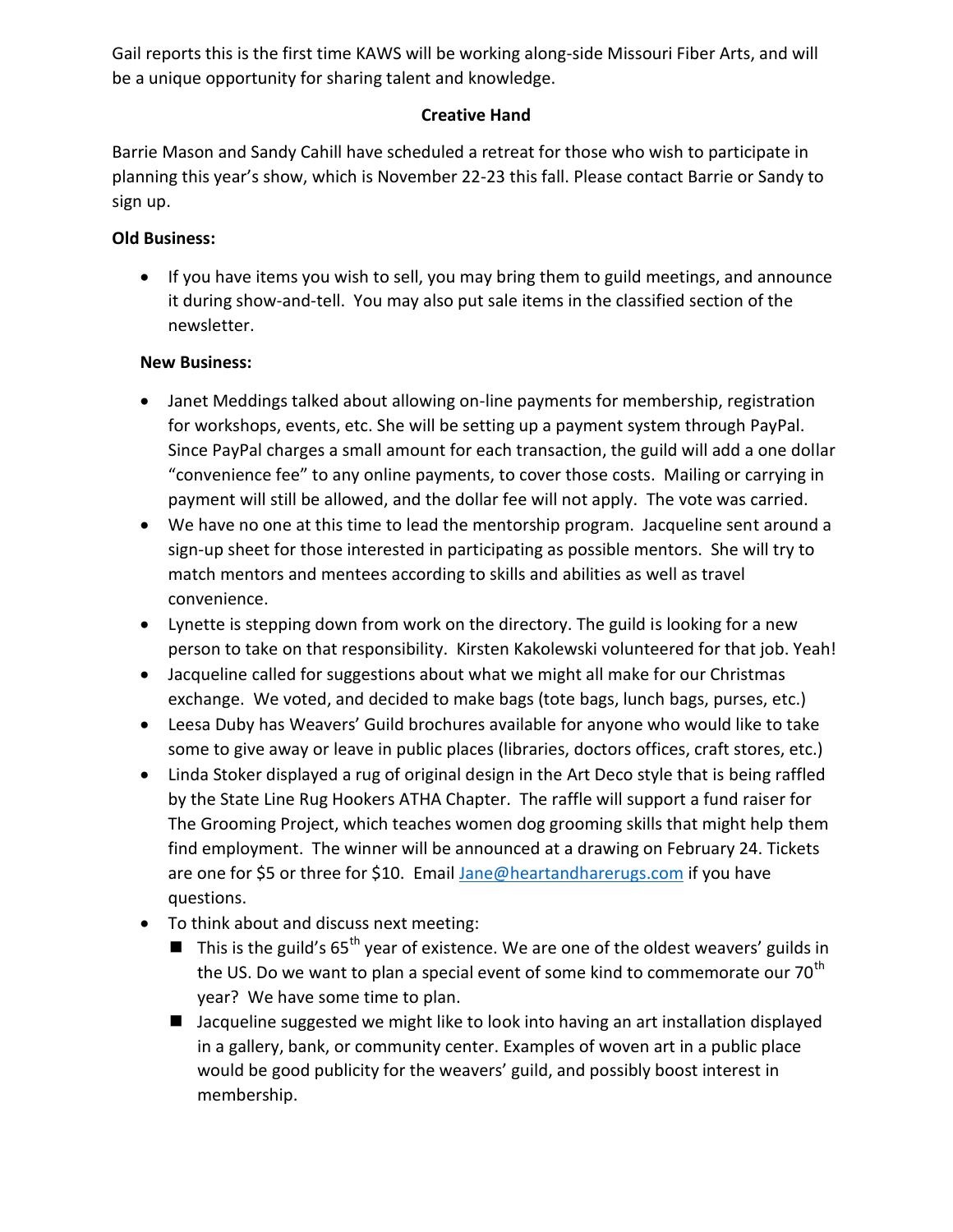Gail reports this is the first time KAWS will be working along-side Missouri Fiber Arts, and will be a unique opportunity for sharing talent and knowledge.

**Creative Hand**

Barrie Mason and Sandy Cahill have scheduled a retreat for those who wish to participate in planning this year's show, which is November 22-23 this fall. Please contact Barrie or Sandy to sign up.

**Old Business:**

- If you have items you wish to sell, you may bring them to guild meetings, and announce it during show-and-tell. You may also put sale items in the classified section of the newsletter.

**New Business:**

- Janet Meddings talked about allowing on-line payments for membership, registration for workshops, events, etc. She will be setting up a payment system through PayPal. Since PayPal charges a small amount for each transaction, the guild will add a one dollar "convenience fee" to any online payments, to cover those costs. Mailing or carrying in payment will still be allowed, and the dollar fee will not apply. The vote was carried.
- We have no one at this time to lead the mentorship program. Jacqueline sent around a sign-up sheet for those interested in participating as possible mentors. She will try to match mentors and mentees according to skills and abilities as well as travel convenience.
- Lynette is stepping down from work on the directory. The guild is looking for a new person to take on that responsibility. Kirsten Kakolewski volunteered for that job. Yeah!
- Jacqueline called for suggestions about what we might all make for our Christmas exchange. We voted, and decided to make bags (tote bags, lunch bags, purses, etc.)
- Leesa Duby has Weavers' Guild brochures available for anyone who would like to take some to give away or leave in public places (libraries, doctors offices, craft stores, etc.)
- Linda Stoker displayed a rug of original design in the Art Deco style that is being raffled by the State Line Rug Hookers ATHA Chapter. The raffle will support a fund raiser for The Grooming Project, which teaches women dog grooming skills that might help them find employment. The winner will be announced at a drawing on February 24. Tickets are one for $5 or three for $10. Email Jane@heartandharerugs.com if you have questions.
- To think about and discuss next meeting:
  - This is the guild's 65th year of existence. We are one of the oldest weavers' guilds in the US. Do we want to plan a special event of some kind to commemorate our 70th year? We have some time to plan.
  - Jacqueline suggested we might like to look into having an art installation displayed in a gallery, bank, or community center. Examples of woven art in a public place would be good publicity for the weavers' guild, and possibly boost interest in membership.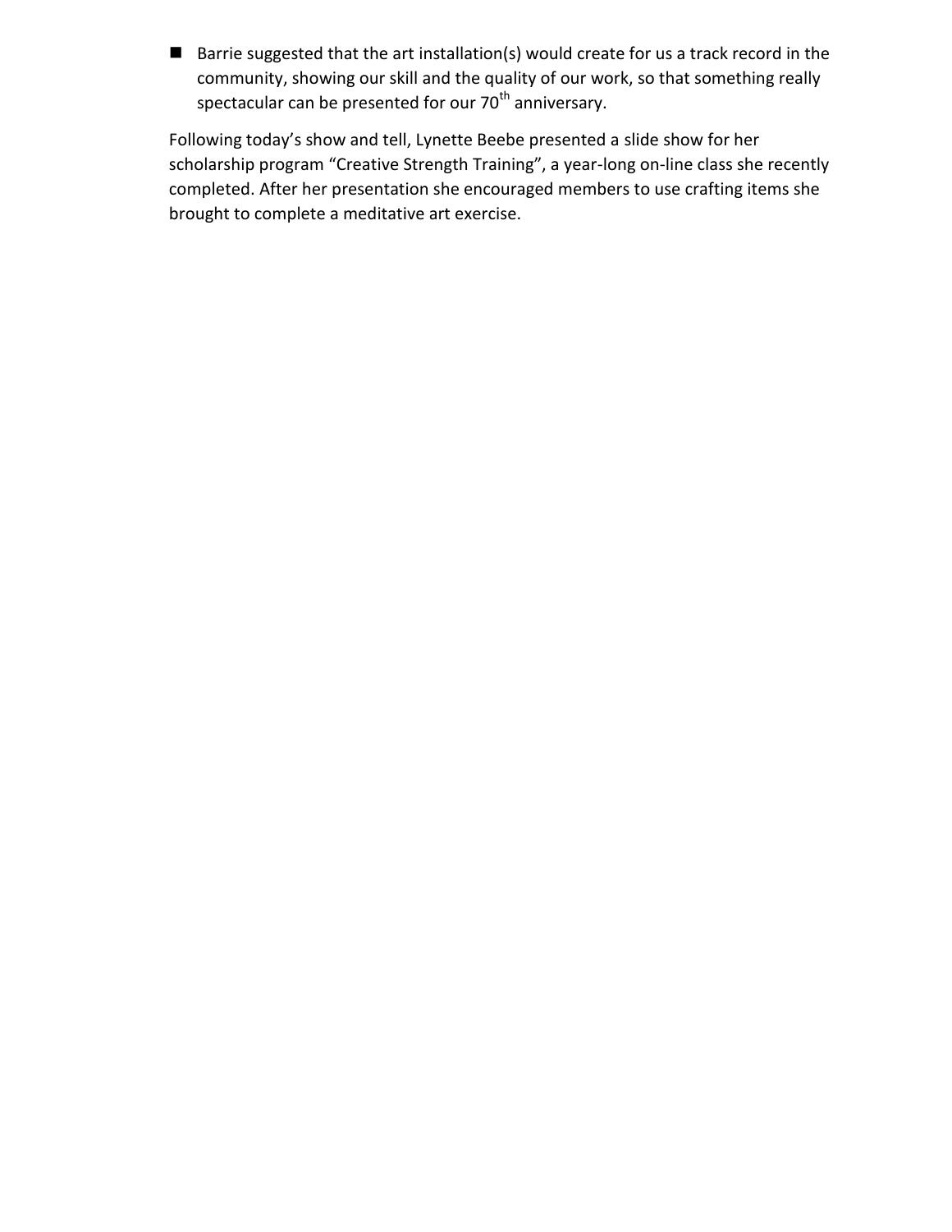- Barrie suggested that the art installation(s) would create for us a track record in the community, showing our skill and the quality of our work, so that something really spectacular can be presented for our 70th anniversary.

Following today's show and tell, Lynette Beebe presented a slide show for her scholarship program "Creative Strength Training", a year-long on-line class she recently completed. After her presentation she encouraged members to use crafting items she brought to complete a meditative art exercise.